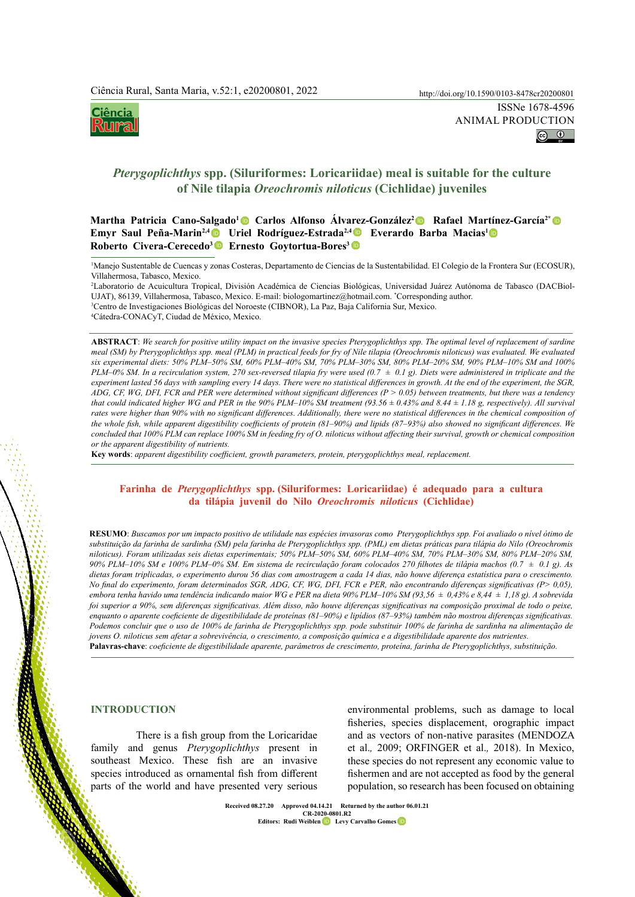Ciência Rural, Santa Maria, v.52:1, e20200801, 2022 http://doi.org/10.1590/0103-8478cr20200801

ISSNe 1678-4596

ANIMAL PRODUCTION

# *Pterygoplichthys* spp. (Siluriformes: Loricariidae) meal is suitable for the culture of Nile tilapia *Oreochromis niloticus* (Cichlidae) juveniles

**Martha Patricia Cano-Salgado[1] Carlos Alfonso Álvarez-González[2] Rafael Martínez-García[2*] Emyr Saul Peña-Marin[2,4] Uriel Rodríguez-Estrada[2,4] Everardo Barba Macias[1] Roberto Civera-Cerecedo[3] Ernesto Goytortua-Bores[3]**

[1]Manejo Sustentable de Cuencas y zonas Costeras, Departamento de Ciencias de la Sustentabilidad. El Colegio de la Frontera Sur (ECOSUR), Villahermosa, Tabasco, Mexico.

[2]Laboratorio de Acuicultura Tropical, División Académica de Ciencias Biológicas, Universidad Juárez Autónoma de Tabasco (DACBiol-UJAT), 86139, Villahermosa, Tabasco, Mexico. E-mail: biologomartinez@hotmail.com. *Corresponding author.

[3]Centro de Investigaciones Biológicas del Noroeste (CIBNOR), La Paz, Baja California Sur, Mexico.

[4]Cátedra-CONACyT, Ciudad de México, Mexico.

**ABSTRACT**: *We search for positive utility impact on the invasive species Pterygoplichthys spp. The optimal level of replacement of sardine meal (SM) by Pterygoplichthys spp. meal (PLM) in practical feeds for fry of Nile tilapia (Oreochromis niloticus) was evaluated. We evaluated six experimental diets: 50% PLM–50% SM, 60% PLM–40% SM, 70% PLM–30% SM, 80% PLM–20% SM, 90% PLM–10% SM and 100% PLM–0% SM. In a recirculation system, 270 sex-reversed tilapia fry were used (0.7 ± 0.1 g). Diets were administered in triplicate and the experiment lasted 56 days with sampling every 14 days. There were no statistical differences in growth. At the end of the experiment, the SGR, ADG, CF, WG, DFI, FCR and PER were determined without significant differences (P > 0.05) between treatments, but there was a tendency that could indicated higher WG and PER in the 90% PLM–10% SM treatment (93.56 ± 0.43% and 8.44 ± 1.18 g, respectively). All survival rates were higher than 90% with no significant differences. Additionally, there were no statistical differences in the chemical composition of the whole fish, while apparent digestibility coefficients of protein (81–90%) and lipids (87–93%) also showed no significant differences. We concluded that 100% PLM can replace 100% SM in feeding fry of O. niloticus without affecting their survival, growth or chemical composition or the apparent digestibility of nutrients.*

**Key words**: *apparent digestibility coefficient, growth parameters, protein, pterygoplichthys meal, replacement.*

## Farinha de *Pterygoplichthys* spp. (Siluriformes: Loricariidae) é adequado para a cultura da tilápia juvenil do Nilo *Oreochromis niloticus* (Cichlidae)

**RESUMO**: *Buscamos por um impacto positivo de utilidade nas espécies invasoras como Pterygoplichthys spp. Foi avaliado o nível ótimo de substituição da farinha de sardinha (SM) pela farinha de Pterygoplichthys spp. (PML) em dietas práticas para tilápia do Nilo (Oreochromis niloticus). Foram utilizadas seis dietas experimentais; 50% PLM–50% SM, 60% PLM–40% SM, 70% PLM–30% SM, 80% PLM–20% SM, 90% PLM–10% SM e 100% PLM–0% SM. Em sistema de recirculação foram colocados 270 filhotes de tilápia machos (0.7 ± 0.1 g). As dietas foram triplicadas, o experimento durou 56 dias com amostragem a cada 14 dias, não houve diferença estatística para o crescimento. No final do experimento, foram determinados SGR, ADG, CF, WG, DFI, FCR e PER, não encontrando diferenças significativas (P> 0,05), embora tenha havido uma tendência indicando maior WG e PER na dieta 90% PLM–10% SM (93,56 ± 0,43% e 8,44 ± 1,18 g). A sobrevida foi superior a 90%, sem diferenças significativas. Além disso, não houve diferenças significativas na composição proximal de todo o peixe, enquanto o aparente coeficiente de digestibilidade de proteínas (81–90%) e lipídios (87–93%) também não mostrou diferenças significativas. Podemos concluir que o uso de 100% de farinha de Pterygoplichthys spp. pode substituir 100% de farinha de sardinha na alimentação de jovens O. niloticus sem afetar a sobrevivência, o crescimento, a composição química e a digestibilidade aparente dos nutrientes.*

**Palavras-chave**: *coeficiente de digestibilidade aparente, parâmetros de crescimento, proteína, farinha de Pterygoplichthys, substituição.*

## INTRODUCTION

There is a fish group from the Loricaridae family and genus *Pterygoplichthys* present in southeast Mexico. These fish are an invasive species introduced as ornamental fish from different parts of the world and have presented very serious environmental problems, such as damage to local fisheries, species displacement, orographic impact and as vectors of non-native parasites (MENDOZA et al.*,* 2009; ORFINGER et al.*,* 2018). In Mexico, these species do not represent any economic value to fishermen and are not accepted as food by the general population, so research has been focused on obtaining

Received 08.27.20 Approved 04.14.21 Returned by the author 06.01.21
CR-2020-0801.R2
Editors: Rudi Weiblen Levy Carvalho Gomes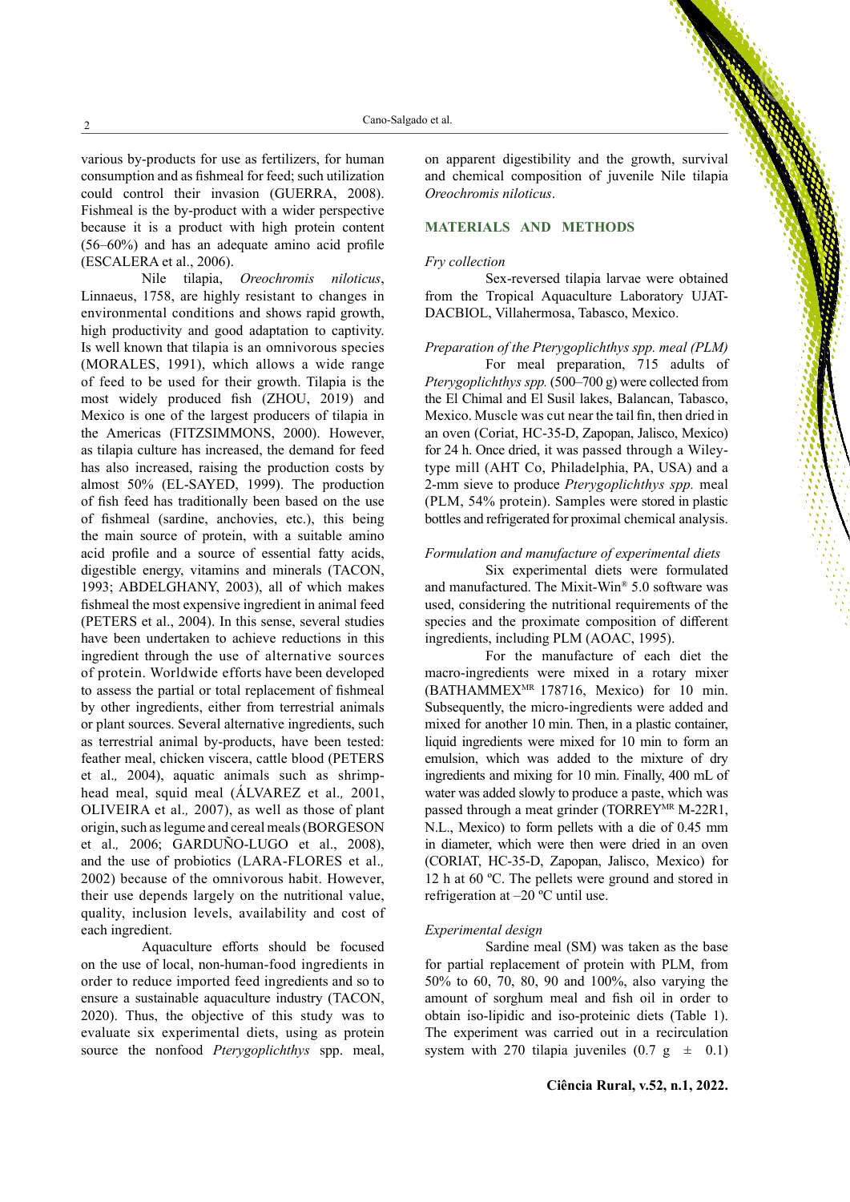various by-products for use as fertilizers, for human consumption and as fishmeal for feed; such utilization could control their invasion (GUERRA, 2008). Fishmeal is the by-product with a wider perspective because it is a product with high protein content (56–60%) and has an adequate amino acid profile (ESCALERA et al., 2006).

Nile tilapia, *Oreochromis niloticus*, Linnaeus, 1758, are highly resistant to changes in environmental conditions and shows rapid growth, high productivity and good adaptation to captivity. Is well known that tilapia is an omnivorous species (MORALES, 1991), which allows a wide range of feed to be used for their growth. Tilapia is the most widely produced fish (ZHOU, 2019) and Mexico is one of the largest producers of tilapia in the Americas (FITZSIMMONS, 2000). However, as tilapia culture has increased, the demand for feed has also increased, raising the production costs by almost 50% (EL-SAYED, 1999). The production of fish feed has traditionally been based on the use of fishmeal (sardine, anchovies, etc.), this being the main source of protein, with a suitable amino acid profile and a source of essential fatty acids, digestible energy, vitamins and minerals (TACON, 1993; ABDELGHANY, 2003), all of which makes fishmeal the most expensive ingredient in animal feed (PETERS et al., 2004). In this sense, several studies have been undertaken to achieve reductions in this ingredient through the use of alternative sources of protein. Worldwide efforts have been developed to assess the partial or total replacement of fishmeal by other ingredients, either from terrestrial animals or plant sources. Several alternative ingredients, such as terrestrial animal by-products, have been tested: feather meal, chicken viscera, cattle blood (PETERS et al*.,* 2004), aquatic animals such as shrimp-head meal, squid meal (ÁLVAREZ et al*.,* 2001, OLIVEIRA et al*.,* 2007), as well as those of plant origin, such as legume and cereal meals (BORGESON et al*.,* 2006; GARDUÑO-LUGO et al., 2008), and the use of probiotics (LARA-FLORES et al*.,* 2002) because of the omnivorous habit. However, their use depends largely on the nutritional value, quality, inclusion levels, availability and cost of each ingredient.

Aquaculture efforts should be focused on the use of local, non-human-food ingredients in order to reduce imported feed ingredients and so to ensure a sustainable aquaculture industry (TACON, 2020). Thus, the objective of this study was to evaluate six experimental diets, using as protein source the nonfood *Pterygoplichthys* spp. meal, on apparent digestibility and the growth, survival and chemical composition of juvenile Nile tilapia *Oreochromis niloticus*.

## MATERIALS AND METHODS

*Fry collection*

Sex-reversed tilapia larvae were obtained from the Tropical Aquaculture Laboratory UJAT-DACBIOL, Villahermosa, Tabasco, Mexico.

*Preparation of the Pterygoplichthys spp. meal (PLM)*

For meal preparation, 715 adults of *Pterygoplichthys spp.* (500–700 g) were collected from the El Chimal and El Susil lakes, Balancan, Tabasco, Mexico. Muscle was cut near the tail fin, then dried in an oven (Coriat, HC-35-D, Zapopan, Jalisco, Mexico) for 24 h. Once dried, it was passed through a Wiley-type mill (AHT Co, Philadelphia, PA, USA) and a 2-mm sieve to produce *Pterygoplichthys spp.* meal (PLM, 54% protein). Samples were stored in plastic bottles and refrigerated for proximal chemical analysis.

*Formulation and manufacture of experimental diets*

Six experimental diets were formulated and manufactured. The Mixit-Win® 5.0 software was used, considering the nutritional requirements of the species and the proximate composition of different ingredients, including PLM (AOAC, 1995).

For the manufacture of each diet the macro-ingredients were mixed in a rotary mixer (BATHAMMEX[MR] 178716, Mexico) for 10 min. Subsequently, the micro-ingredients were added and mixed for another 10 min. Then, in a plastic container, liquid ingredients were mixed for 10 min to form an emulsion, which was added to the mixture of dry ingredients and mixing for 10 min. Finally, 400 mL of water was added slowly to produce a paste, which was passed through a meat grinder (TORREY[MR] M-22R1, N.L., Mexico) to form pellets with a die of 0.45 mm in diameter, which were then were dried in an oven (CORIAT, HC-35-D, Zapopan, Jalisco, Mexico) for 12 h at 60 ºC. The pellets were ground and stored in refrigeration at –20 ºC until use.

*Experimental design*

Sardine meal (SM) was taken as the base for partial replacement of protein with PLM, from 50% to 60, 70, 80, 90 and 100%, also varying the amount of sorghum meal and fish oil in order to obtain iso-lipidic and iso-proteinic diets (Table 1). The experiment was carried out in a recirculation system with 270 tilapia juveniles (0.7 g ± 0.1)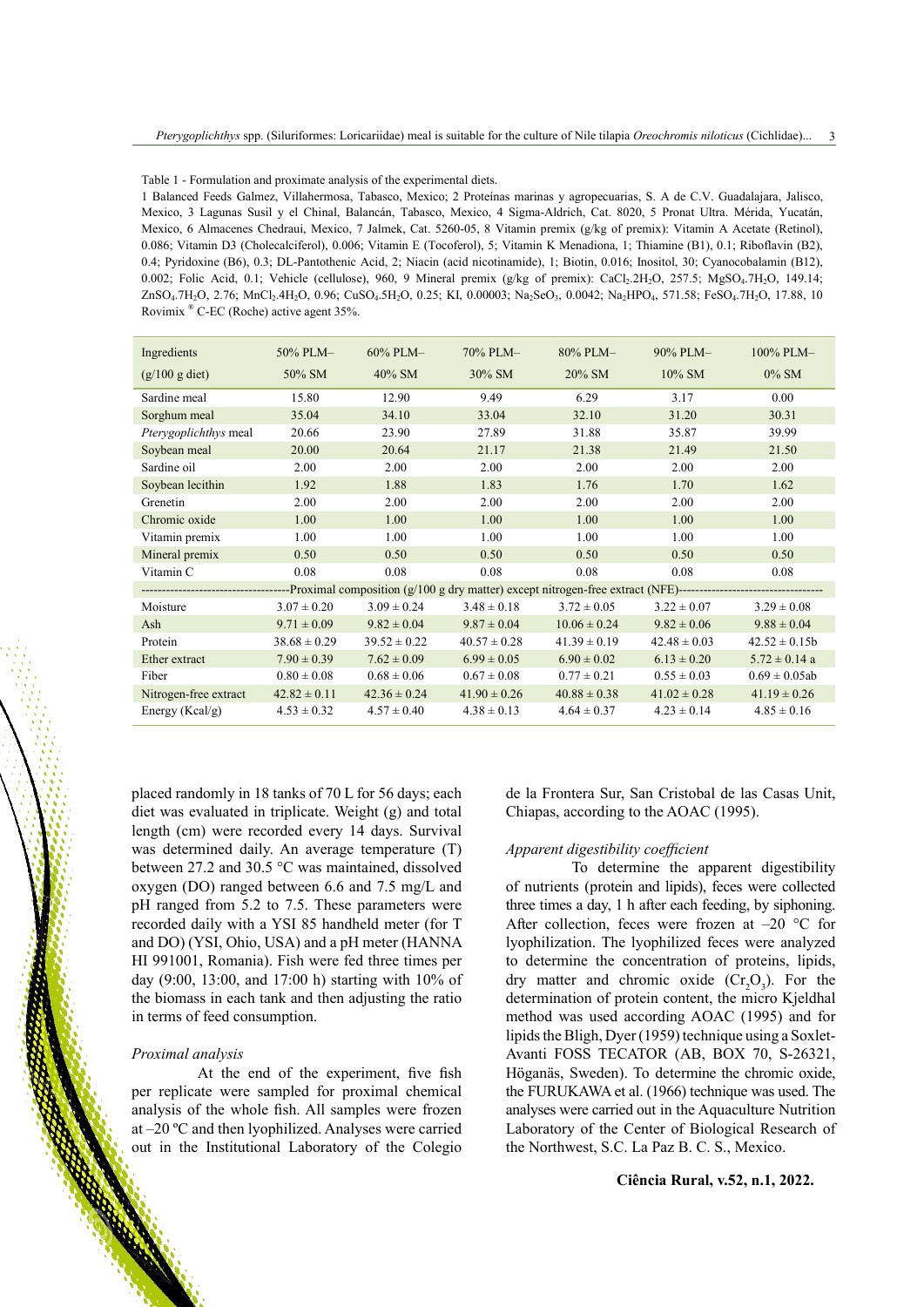Table 1 - Formulation and proximate analysis of the experimental diets.

1 Balanced Feeds Galmez, Villahermosa, Tabasco, Mexico; 2 Proteínas marinas y agropecuarias, S. A de C.V. Guadalajara, Jalisco, Mexico, 3 Lagunas Susil y el Chinal, Balancán, Tabasco, Mexico, 4 Sigma-Aldrich, Cat. 8020, 5 Pronat Ultra. Mérida, Yucatán, Mexico, 6 Almacenes Chedraui, Mexico, 7 Jalmek, Cat. 5260-05, 8 Vitamin premix (g/kg of premix): Vitamin A Acetate (Retinol), 0.086; Vitamin D3 (Cholecalciferol), 0.006; Vitamin E (Tocoferol), 5; Vitamin K Menadiona, 1; Thiamine (B1), 0.1; Riboflavin (B2), 0.4; Pyridoxine (B6), 0.3; DL-Pantothenic Acid, 2; Niacin (acid nicotinamide), 1; Biotin, 0.016; Inositol, 30; Cyanocobalamin (B12), 0.002; Folic Acid, 0.1; Vehicle (cellulose), 960, 9 Mineral premix (g/kg of premix): $CaCl_2.2H_2O$, 257.5; $MgSO_4.7H_2O$, 149.14; $ZnSO_4.7H_2O$, 2.76; $MnCl_2.4H_2O$, 0.96; $CuSO_4.5H_2O$, 0.25; KI, 0.00003; $Na_2SeO_3$, 0.0042; $Na_2HPO_4$, 571.58; $FeSO_4.7H_2O$, 17.88, 10 Rovimix ® C-EC (Roche) active agent 35%.

| Ingredients (g/100 g diet) | 50% PLM– 50% SM | 60% PLM– 40% SM | 70% PLM– 30% SM | 80% PLM– 20% SM | 90% PLM– 10% SM | 100% PLM– 0% SM |
|---|---|---|---|---|---|---|
| Sardine meal | 15.80 | 12.90 | 9.49 | 6.29 | 3.17 | 0.00 |
| Sorghum meal | 35.04 | 34.10 | 33.04 | 32.10 | 31.20 | 30.31 |
| *Pterygoplichthys* meal | 20.66 | 23.90 | 27.89 | 31.88 | 35.87 | 39.99 |
| Soybean meal | 20.00 | 20.64 | 21.17 | 21.38 | 21.49 | 21.50 |
| Sardine oil | 2.00 | 2.00 | 2.00 | 2.00 | 2.00 | 2.00 |
| Soybean lecithin | 1.92 | 1.88 | 1.83 | 1.76 | 1.70 | 1.62 |
| Grenetin | 2.00 | 2.00 | 2.00 | 2.00 | 2.00 | 2.00 |
| Chromic oxide | 1.00 | 1.00 | 1.00 | 1.00 | 1.00 | 1.00 |
| Vitamin premix | 1.00 | 1.00 | 1.00 | 1.00 | 1.00 | 1.00 |
| Mineral premix | 0.50 | 0.50 | 0.50 | 0.50 | 0.50 | 0.50 |
| Vitamin C | 0.08 | 0.08 | 0.08 | 0.08 | 0.08 | 0.08 |
| Proximal composition (g/100 g dry matter) except nitrogen-free extract (NFE) | | | | | | |
| Moisture | 3.07 ± 0.20 | 3.09 ± 0.24 | 3.48 ± 0.18 | 3.72 ± 0.05 | 3.22 ± 0.07 | 3.29 ± 0.08 |
| Ash | 9.71 ± 0.09 | 9.82 ± 0.04 | 9.87 ± 0.04 | 10.06 ± 0.24 | 9.82 ± 0.06 | 9.88 ± 0.04 |
| Protein | 38.68 ± 0.29 | 39.52 ± 0.22 | 40.57 ± 0.28 | 41.39 ± 0.19 | 42.48 ± 0.03 | 42.52 ± 0.15b |
| Ether extract | 7.90 ± 0.39 | 7.62 ± 0.09 | 6.99 ± 0.05 | 6.90 ± 0.02 | 6.13 ± 0.20 | 5.72 ± 0.14 a |
| Fiber | 0.80 ± 0.08 | 0.68 ± 0.06 | 0.67 ± 0.08 | 0.77 ± 0.21 | 0.55 ± 0.03 | 0.69 ± 0.05ab |
| Nitrogen-free extract | 42.82 ± 0.11 | 42.36 ± 0.24 | 41.90 ± 0.26 | 40.88 ± 0.38 | 41.02 ± 0.28 | 41.19 ± 0.26 |
| Energy (Kcal/g) | 4.53 ± 0.32 | 4.57 ± 0.40 | 4.38 ± 0.13 | 4.64 ± 0.37 | 4.23 ± 0.14 | 4.85 ± 0.16 |

placed randomly in 18 tanks of 70 L for 56 days; each diet was evaluated in triplicate. Weight (g) and total length (cm) were recorded every 14 days. Survival was determined daily. An average temperature (T) between 27.2 and 30.5 °C was maintained, dissolved oxygen (DO) ranged between 6.6 and 7.5 mg/L and pH ranged from 5.2 to 7.5. These parameters were recorded daily with a YSI 85 handheld meter (for T and DO) (YSI, Ohio, USA) and a pH meter (HANNA HI 991001, Romania). Fish were fed three times per day (9:00, 13:00, and 17:00 h) starting with 10% of the biomass in each tank and then adjusting the ratio in terms of feed consumption.

### *Proximal analysis*

At the end of the experiment, five fish per replicate were sampled for proximal chemical analysis of the whole fish. All samples were frozen at –20 ºC and then lyophilized. Analyses were carried out in the Institutional Laboratory of the Colegio de la Frontera Sur, San Cristobal de las Casas Unit, Chiapas, according to the AOAC (1995).

### *Apparent digestibility coefficient*

To determine the apparent digestibility of nutrients (protein and lipids), feces were collected three times a day, 1 h after each feeding, by siphoning. After collection, feces were frozen at –20 °C for lyophilization. The lyophilized feces were analyzed to determine the concentration of proteins, lipids, dry matter and chromic oxide ($Cr_2O_3$). For the determination of protein content, the micro Kjeldhal method was used according AOAC (1995) and for lipids the Bligh, Dyer (1959) technique using a Soxlet-Avanti FOSS TECATOR (AB, BOX 70, S-26321, Höganäs, Sweden). To determine the chromic oxide, the FURUKAWA et al. (1966) technique was used. The analyses were carried out in the Aquaculture Nutrition Laboratory of the Center of Biological Research of the Northwest, S.C. La Paz B. C. S., Mexico.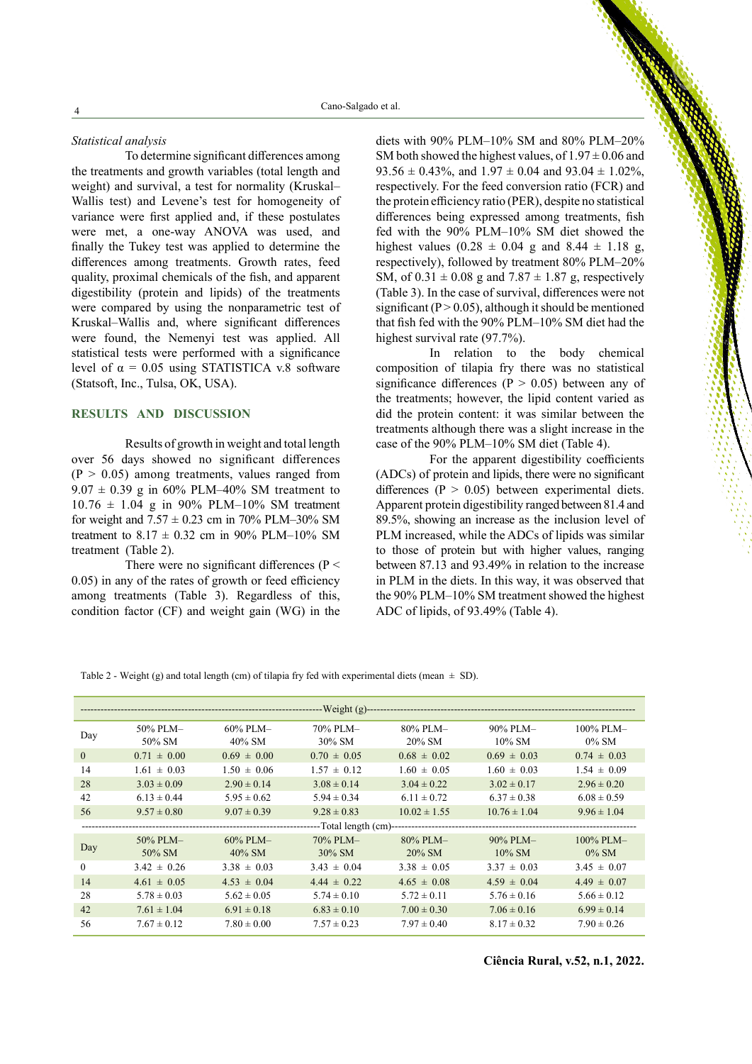*Statistical analysis*

To determine significant differences among the treatments and growth variables (total length and weight) and survival, a test for normality (Kruskal–Wallis test) and Levene's test for homogeneity of variance were first applied and, if these postulates were met, a one-way ANOVA was used, and finally the Tukey test was applied to determine the differences among treatments. Growth rates, feed quality, proximal chemicals of the fish, and apparent digestibility (protein and lipids) of the treatments were compared by using the nonparametric test of Kruskal–Wallis and, where significant differences were found, the Nemenyi test was applied. All statistical tests were performed with a significance level of α = 0.05 using STATISTICA v.8 software (Statsoft, Inc., Tulsa, OK, USA).

## RESULTS AND DISCUSSION

Results of growth in weight and total length over 56 days showed no significant differences (P > 0.05) among treatments, values ranged from 9.07 ± 0.39 g in 60% PLM–40% SM treatment to 10.76 ± 1.04 g in 90% PLM–10% SM treatment for weight and 7.57 ± 0.23 cm in 70% PLM–30% SM treatment to 8.17 ± 0.32 cm in 90% PLM–10% SM treatment (Table 2).

There were no significant differences (P < 0.05) in any of the rates of growth or feed efficiency among treatments (Table 3). Regardless of this, condition factor (CF) and weight gain (WG) in the diets with 90% PLM–10% SM and 80% PLM–20% SM both showed the highest values, of 1.97 ± 0.06 and 93.56 ± 0.43%, and 1.97 ± 0.04 and 93.04 ± 1.02%, respectively. For the feed conversion ratio (FCR) and the protein efficiency ratio (PER), despite no statistical differences being expressed among treatments, fish fed with the 90% PLM–10% SM diet showed the highest values (0.28 ± 0.04 g and 8.44 ± 1.18 g, respectively), followed by treatment 80% PLM–20% SM, of 0.31 ± 0.08 g and 7.87 ± 1.87 g, respectively (Table 3). In the case of survival, differences were not significant (P > 0.05), although it should be mentioned that fish fed with the 90% PLM–10% SM diet had the highest survival rate (97.7%).

In relation to the body chemical composition of tilapia fry there was no statistical significance differences (P > 0.05) between any of the treatments; however, the lipid content varied as did the protein content: it was similar between the treatments although there was a slight increase in the case of the 90% PLM–10% SM diet (Table 4).

For the apparent digestibility coefficients (ADCs) of protein and lipids, there were no significant differences (P > 0.05) between experimental diets. Apparent protein digestibility ranged between 81.4 and 89.5%, showing an increase as the inclusion level of PLM increased, while the ADCs of lipids was similar to those of protein but with higher values, ranging between 87.13 and 93.49% in relation to the increase in PLM in the diets. In this way, it was observed that the 90% PLM–10% SM treatment showed the highest ADC of lipids, of 93.49% (Table 4).

Table 2 - Weight (g) and total length (cm) of tilapia fry fed with experimental diets (mean ± SD).

| | | | Weight (g) | | | |
|---|---|---|---|---|---|---|
| Day | 50% PLM–50% SM | 60% PLM–40% SM | 70% PLM–30% SM | 80% PLM–20% SM | 90% PLM–10% SM | 100% PLM–0% SM |
| 0 | 0.71 ± 0.00 | 0.69 ± 0.00 | 0.70 ± 0.05 | 0.68 ± 0.02 | 0.69 ± 0.03 | 0.74 ± 0.03 |
| 14 | 1.61 ± 0.03 | 1.50 ± 0.06 | 1.57 ± 0.12 | 1.60 ± 0.05 | 1.60 ± 0.03 | 1.54 ± 0.09 |
| 28 | 3.03 ± 0.09 | 2.90 ± 0.14 | 3.08 ± 0.14 | 3.04 ± 0.22 | 3.02 ± 0.17 | 2.96 ± 0.20 |
| 42 | 6.13 ± 0.44 | 5.95 ± 0.62 | 5.94 ± 0.34 | 6.11 ± 0.72 | 6.37 ± 0.38 | 6.08 ± 0.59 |
| 56 | 9.57 ± 0.80 | 9.07 ± 0.39 | 9.28 ± 0.83 | 10.02 ± 1.55 | 10.76 ± 1.04 | 9.96 ± 1.04 |
| | | | Total length (cm) | | | |
| Day | 50% PLM–50% SM | 60% PLM–40% SM | 70% PLM–30% SM | 80% PLM–20% SM | 90% PLM–10% SM | 100% PLM–0% SM |
| 0 | 3.42 ± 0.26 | 3.38 ± 0.03 | 3.43 ± 0.04 | 3.38 ± 0.05 | 3.37 ± 0.03 | 3.45 ± 0.07 |
| 14 | 4.61 ± 0.05 | 4.53 ± 0.04 | 4.44 ± 0.22 | 4.65 ± 0.08 | 4.59 ± 0.04 | 4.49 ± 0.07 |
| 28 | 5.78 ± 0.03 | 5.62 ± 0.05 | 5.74 ± 0.10 | 5.72 ± 0.11 | 5.76 ± 0.16 | 5.66 ± 0.12 |
| 42 | 7.61 ± 1.04 | 6.91 ± 0.18 | 6.83 ± 0.10 | 7.00 ± 0.30 | 7.06 ± 0.16 | 6.99 ± 0.14 |
| 56 | 7.67 ± 0.12 | 7.80 ± 0.00 | 7.57 ± 0.23 | 7.97 ± 0.40 | 8.17 ± 0.32 | 7.90 ± 0.26 |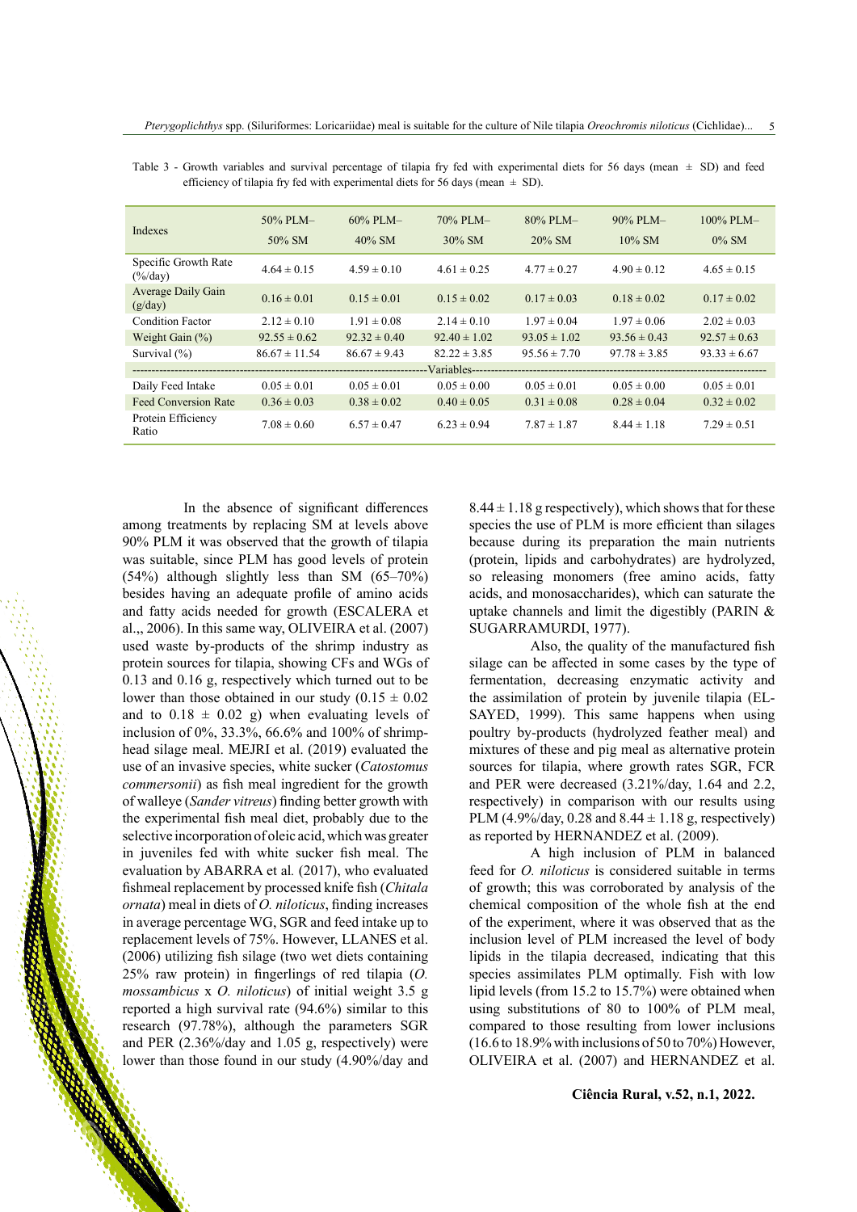Table 3 - Growth variables and survival percentage of tilapia fry fed with experimental diets for 56 days (mean ± SD) and feed efficiency of tilapia fry fed with experimental diets for 56 days (mean ± SD).

| Indexes | 50% PLM– 50% SM | 60% PLM– 40% SM | 70% PLM– 30% SM | 80% PLM– 20% SM | 90% PLM– 10% SM | 100% PLM– 0% SM |
|---|---|---|---|---|---|---|
| Specific Growth Rate (%/day) | 4.64 ± 0.15 | 4.59 ± 0.10 | 4.61 ± 0.25 | 4.77 ± 0.27 | 4.90 ± 0.12 | 4.65 ± 0.15 |
| Average Daily Gain (g/day) | 0.16 ± 0.01 | 0.15 ± 0.01 | 0.15 ± 0.02 | 0.17 ± 0.03 | 0.18 ± 0.02 | 0.17 ± 0.02 |
| Condition Factor | 2.12 ± 0.10 | 1.91 ± 0.08 | 2.14 ± 0.10 | 1.97 ± 0.04 | 1.97 ± 0.06 | 2.02 ± 0.03 |
| Weight Gain (%) | 92.55 ± 0.62 | 92.32 ± 0.40 | 92.40 ± 1.02 | 93.05 ± 1.02 | 93.56 ± 0.43 | 92.57 ± 0.63 |
| Survival (%) | 86.67 ± 11.54 | 86.67 ± 9.43 | 82.22 ± 3.85 | 95.56 ± 7.70 | 97.78 ± 3.85 | 93.33 ± 6.67 |
| Variables | | | | | | |
| Daily Feed Intake | 0.05 ± 0.01 | 0.05 ± 0.01 | 0.05 ± 0.00 | 0.05 ± 0.01 | 0.05 ± 0.00 | 0.05 ± 0.01 |
| Feed Conversion Rate | 0.36 ± 0.03 | 0.38 ± 0.02 | 0.40 ± 0.05 | 0.31 ± 0.08 | 0.28 ± 0.04 | 0.32 ± 0.02 |
| Protein Efficiency Ratio | 7.08 ± 0.60 | 6.57 ± 0.47 | 6.23 ± 0.94 | 7.87 ± 1.87 | 8.44 ± 1.18 | 7.29 ± 0.51 |

In the absence of significant differences among treatments by replacing SM at levels above 90% PLM it was observed that the growth of tilapia was suitable, since PLM has good levels of protein (54%) although slightly less than SM (65–70%) besides having an adequate profile of amino acids and fatty acids needed for growth (ESCALERA et al.,, 2006). In this same way, OLIVEIRA et al. (2007) used waste by-products of the shrimp industry as protein sources for tilapia, showing CFs and WGs of 0.13 and 0.16 g, respectively which turned out to be lower than those obtained in our study (0.15 ± 0.02 and to 0.18 ± 0.02 g) when evaluating levels of inclusion of 0%, 33.3%, 66.6% and 100% of shrimp-head silage meal. MEJRI et al. (2019) evaluated the use of an invasive species, white sucker (*Catostomus commersonii*) as fish meal ingredient for the growth of walleye (*Sander vitreus*) finding better growth with the experimental fish meal diet, probably due to the selective incorporation of oleic acid, which was greater in juveniles fed with white sucker fish meal. The evaluation by ABARRA et al*.* (2017), who evaluated fishmeal replacement by processed knife fish (*Chitala ornata*) meal in diets of *O. niloticus*, finding increases in average percentage WG, SGR and feed intake up to replacement levels of 75%. However, LLANES et al. (2006) utilizing fish silage (two wet diets containing 25% raw protein) in fingerlings of red tilapia (*O. mossambicus* x *O. niloticus*) of initial weight 3.5 g reported a high survival rate (94.6%) similar to this research (97.78%), although the parameters SGR and PER (2.36%/day and 1.05 g, respectively) were lower than those found in our study (4.90%/day and 8.44 ± 1.18 g respectively), which shows that for these species the use of PLM is more efficient than silages because during its preparation the main nutrients (protein, lipids and carbohydrates) are hydrolyzed, so releasing monomers (free amino acids, fatty acids, and monosaccharides), which can saturate the uptake channels and limit the digestibly (PARIN & SUGARRAMURDI, 1977).

Also, the quality of the manufactured fish silage can be affected in some cases by the type of fermentation, decreasing enzymatic activity and the assimilation of protein by juvenile tilapia (EL-SAYED, 1999). This same happens when using poultry by-products (hydrolyzed feather meal) and mixtures of these and pig meal as alternative protein sources for tilapia, where growth rates SGR, FCR and PER were decreased (3.21%/day, 1.64 and 2.2, respectively) in comparison with our results using PLM (4.9%/day, 0.28 and 8.44 ± 1.18 g, respectively) as reported by HERNANDEZ et al. (2009).

A high inclusion of PLM in balanced feed for *O. niloticus* is considered suitable in terms of growth; this was corroborated by analysis of the chemical composition of the whole fish at the end of the experiment, where it was observed that as the inclusion level of PLM increased the level of body lipids in the tilapia decreased, indicating that this species assimilates PLM optimally. Fish with low lipid levels (from 15.2 to 15.7%) were obtained when using substitutions of 80 to 100% of PLM meal, compared to those resulting from lower inclusions (16.6 to 18.9% with inclusions of 50 to 70%) However, OLIVEIRA et al. (2007) and HERNANDEZ et al.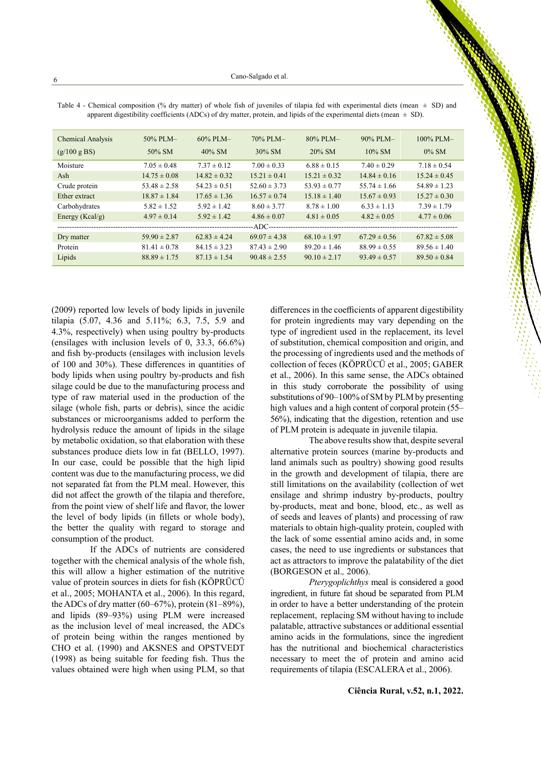Table 4 - Chemical composition (% dry matter) of whole fish of juveniles of tilapia fed with experimental diets (mean ± SD) and apparent digestibility coefficients (ADCs) of dry matter, protein, and lipids of the experimental diets (mean ± SD).

| Chemical Analysis (g/100 g BS) | 50% PLM– 50% SM | 60% PLM– 40% SM | 70% PLM– 30% SM | 80% PLM– 20% SM | 90% PLM– 10% SM | 100% PLM– 0% SM |
|---|---|---|---|---|---|---|
| Moisture | 7.05 ± 0.48 | 7.37 ± 0.12 | 7.00 ± 0.33 | 6.88 ± 0.15 | 7.40 ± 0.29 | 7.18 ± 0.54 |
| Ash | 14.75 ± 0.08 | 14.82 ± 0.32 | 15.21 ± 0.41 | 15.21 ± 0.32 | 14.84 ± 0.16 | 15.24 ± 0.45 |
| Crude protein | 53.48 ± 2.58 | 54.23 ± 0.51 | 52.60 ± 3.73 | 53.93 ± 0.77 | 55.74 ± 1.66 | 54.89 ± 1.23 |
| Ether extract | 18.87 ± 1.84 | 17.65 ± 1.36 | 16.57 ± 0.74 | 15.18 ± 1.40 | 15.67 ± 0.93 | 15.27 ± 0.30 |
| Carbohydrates | 5.82 ± 1.52 | 5.92 ± 1.42 | 8.60 ± 3.77 | 8.78 ± 1.00 | 6.33 ± 1.13 | 7.39 ± 1.79 |
| Energy (Kcal/g) | 4.97 ± 0.14 | 5.92 ± 1.42 | 4.86 ± 0.07 | 4.81 ± 0.05 | 4.82 ± 0.05 | 4.77 ± 0.06 |
| ADC | | | | | | |
| Dry matter | 59.90 ± 2.87 | 62.83 ± 4.24 | 69.07 ± 4.38 | 68.10 ± 1.97 | 67.29 ± 0.56 | 67.82 ± 5.08 |
| Protein | 81.41 ± 0.78 | 84.15 ± 3.23 | 87.43 ± 2.90 | 89.20 ± 1.46 | 88.99 ± 0.55 | 89.56 ± 1.40 |
| Lipids | 88.89 ± 1.75 | 87.13 ± 1.54 | 90.48 ± 2.55 | 90.10 ± 2.17 | 93.49 ± 0.57 | 89.50 ± 0.84 |

(2009) reported low levels of body lipids in juvenile tilapia (5.07, 4.36 and 5.11%; 6.3, 7.5, 5.9 and 4.3%, respectively) when using poultry by-products (ensilages with inclusion levels of 0, 33.3, 66.6%) and fish by-products (ensilages with inclusion levels of 100 and 30%). These differences in quantities of body lipids when using poultry by-products and fish silage could be due to the manufacturing process and type of raw material used in the production of the silage (whole fish, parts or debris), since the acidic substances or microorganisms added to perform the hydrolysis reduce the amount of lipids in the silage by metabolic oxidation, so that elaboration with these substances produce diets low in fat (BELLO, 1997). In our case, could be possible that the high lipid content was due to the manufacturing process, we did not separated fat from the PLM meal. However, this did not affect the growth of the tilapia and therefore, from the point view of shelf life and flavor, the lower the level of body lipids (in fillets or whole body), the better the quality with regard to storage and consumption of the product.

If the ADCs of nutrients are considered together with the chemical analysis of the whole fish, this will allow a higher estimation of the nutritive value of protein sources in diets for fish (KÖPRÜCÜ et al., 2005; MOHANTA et al., 2006). In this regard, the ADCs of dry matter (60–67%), protein (81–89%), and lipids (89–93%) using PLM were increased as the inclusion level of meal increased, the ADCs of protein being within the ranges mentioned by CHO et al. (1990) and AKSNES and OPSTVEDT (1998) as being suitable for feeding fish. Thus the values obtained were high when using PLM, so that differences in the coefficients of apparent digestibility for protein ingredients may vary depending on the type of ingredient used in the replacement, its level of substitution, chemical composition and origin, and the processing of ingredients used and the methods of collection of feces (KÖPRÜCÜ et al., 2005; GABER et al., 2006). In this same sense, the ADCs obtained in this study corroborate the possibility of using substitutions of 90–100% of SM by PLM by presenting high values and a high content of corporal protein (55–56%), indicating that the digestion, retention and use of PLM protein is adequate in juvenile tilapia.

The above results show that, despite several alternative protein sources (marine by-products and land animals such as poultry) showing good results in the growth and development of tilapia, there are still limitations on the availability (collection of wet ensilage and shrimp industry by-products, poultry by-products, meat and bone, blood, etc., as well as of seeds and leaves of plants) and processing of raw materials to obtain high-quality protein, coupled with the lack of some essential amino acids and, in some cases, the need to use ingredients or substances that act as attractors to improve the palatability of the diet (BORGESON et al., 2006).

*Pterygoplichthys* meal is considered a good ingredient, in future fat shoud be separated from PLM in order to have a better understanding of the protein replacement, replacing SM without having to include palatable, attractive substances or additional essential amino acids in the formulations, since the ingredient has the nutritional and biochemical characteristics necessary to meet the of protein and amino acid requirements of tilapia (ESCALERA et al., 2006).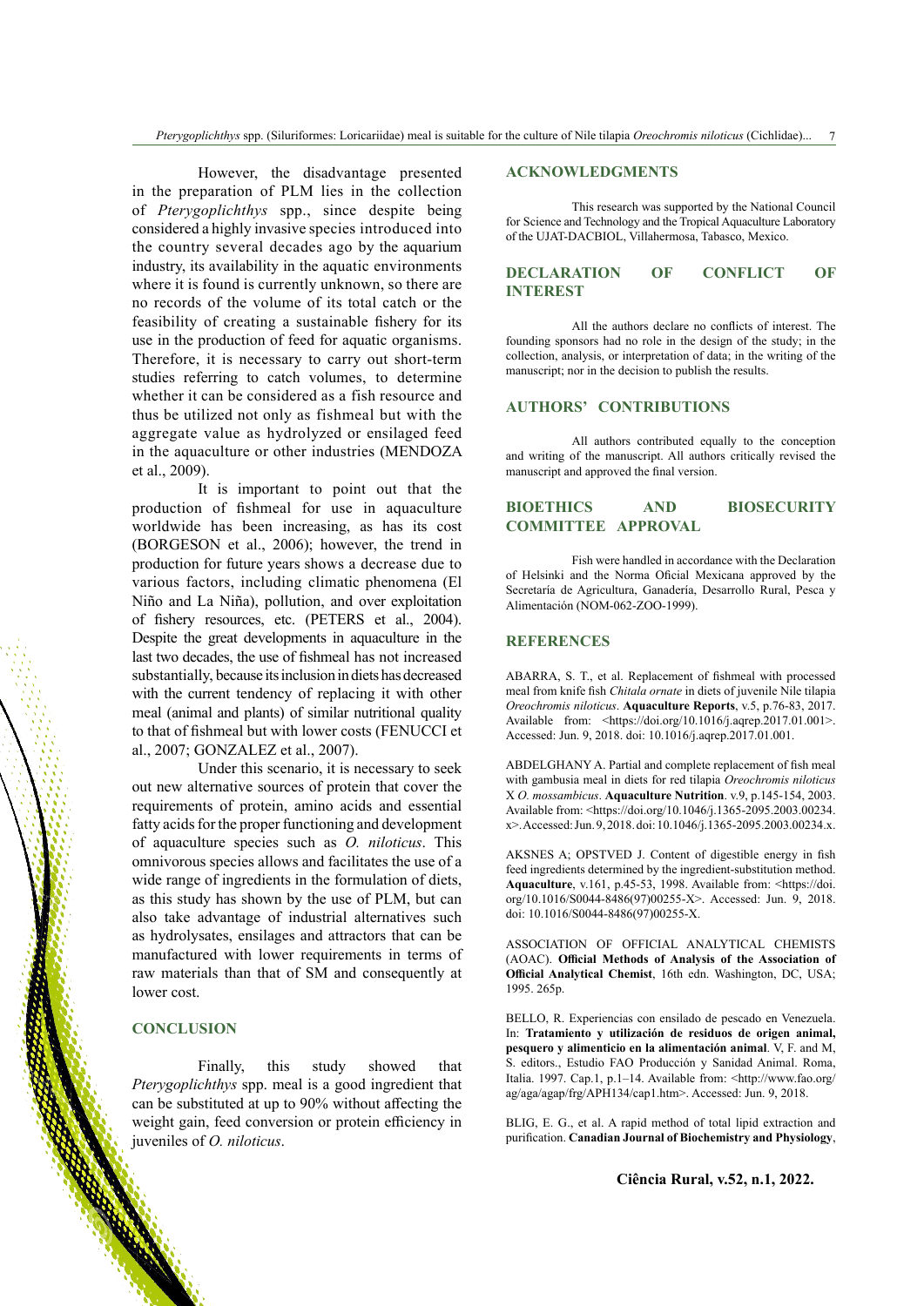However, the disadvantage presented in the preparation of PLM lies in the collection of *Pterygoplichthys* spp., since despite being considered a highly invasive species introduced into the country several decades ago by the aquarium industry, its availability in the aquatic environments where it is found is currently unknown, so there are no records of the volume of its total catch or the feasibility of creating a sustainable fishery for its use in the production of feed for aquatic organisms. Therefore, it is necessary to carry out short-term studies referring to catch volumes, to determine whether it can be considered as a fish resource and thus be utilized not only as fishmeal but with the aggregate value as hydrolyzed or ensilaged feed in the aquaculture or other industries (MENDOZA et al., 2009).

It is important to point out that the production of fishmeal for use in aquaculture worldwide has been increasing, as has its cost (BORGESON et al., 2006); however, the trend in production for future years shows a decrease due to various factors, including climatic phenomena (El Niño and La Niña), pollution, and over exploitation of fishery resources, etc. (PETERS et al., 2004). Despite the great developments in aquaculture in the last two decades, the use of fishmeal has not increased substantially, because its inclusion in diets has decreased with the current tendency of replacing it with other meal (animal and plants) of similar nutritional quality to that of fishmeal but with lower costs (FENUCCI et al., 2007; GONZALEZ et al., 2007).

Under this scenario, it is necessary to seek out new alternative sources of protein that cover the requirements of protein, amino acids and essential fatty acids for the proper functioning and development of aquaculture species such as *O. niloticus*. This omnivorous species allows and facilitates the use of a wide range of ingredients in the formulation of diets, as this study has shown by the use of PLM, but can also take advantage of industrial alternatives such as hydrolysates, ensilages and attractors that can be manufactured with lower requirements in terms of raw materials than that of SM and consequently at lower cost.

## CONCLUSION

Finally, this study showed that *Pterygoplichthys* spp. meal is a good ingredient that can be substituted at up to 90% without affecting the weight gain, feed conversion or protein efficiency in juveniles of *O. niloticus*.

## ACKNOWLEDGMENTS

This research was supported by the National Council for Science and Technology and the Tropical Aquaculture Laboratory of the UJAT-DACBIOL, Villahermosa, Tabasco, Mexico.

## DECLARATION OF CONFLICT OF INTEREST

All the authors declare no conflicts of interest. The founding sponsors had no role in the design of the study; in the collection, analysis, or interpretation of data; in the writing of the manuscript; nor in the decision to publish the results.

## AUTHORS' CONTRIBUTIONS

All authors contributed equally to the conception and writing of the manuscript. All authors critically revised the manuscript and approved the final version.

## BIOETHICS AND BIOSECURITY COMMITTEE APPROVAL

Fish were handled in accordance with the Declaration of Helsinki and the Norma Oficial Mexicana approved by the Secretaría de Agricultura, Ganadería, Desarrollo Rural, Pesca y Alimentación (NOM-062-ZOO-1999).

## REFERENCES

ABARRA, S. T., et al. Replacement of fishmeal with processed meal from knife fish *Chitala ornate* in diets of juvenile Nile tilapia *Oreochromis niloticus*. **Aquaculture Reports**, v.5, p.76-83, 2017. Available from: <https://doi.org/10.1016/j.aqrep.2017.01.001>. Accessed: Jun. 9, 2018. doi: 10.1016/j.aqrep.2017.01.001.

ABDELGHANY A. Partial and complete replacement of fish meal with gambusia meal in diets for red tilapia *Oreochromis niloticus* X *O. mossambicus*. **Aquaculture Nutrition**. v.9, p.145-154, 2003. Available from: <https://doi.org/10.1046/j.1365-2095.2003.00234.x>. Accessed: Jun. 9, 2018. doi: 10.1046/j.1365-2095.2003.00234.x.

AKSNES A; OPSTVED J. Content of digestible energy in fish feed ingredients determined by the ingredient-substitution method. **Aquaculture**, v.161, p.45-53, 1998. Available from: <https://doi.org/10.1016/S0044-8486(97)00255-X>. Accessed: Jun. 9, 2018. doi: 10.1016/S0044-8486(97)00255-X.

ASSOCIATION OF OFFICIAL ANALYTICAL CHEMISTS (AOAC). **Official Methods of Analysis of the Association of Official Analytical Chemist**, 16th edn. Washington, DC, USA; 1995. 265p.

BELLO, R. Experiencias con ensilado de pescado en Venezuela. In: **Tratamiento y utilización de residuos de origen animal, pesquero y alimenticio en la alimentación animal**. V, F. and M, S. editors., Estudio FAO Producción y Sanidad Animal. Roma, Italia. 1997. Cap.1, p.1–14. Available from: <http://www.fao.org/ag/aga/agap/frg/APH134/cap1.htm>. Accessed: Jun. 9, 2018.

BLIG, E. G., et al. A rapid method of total lipid extraction and purification. **Canadian Journal of Biochemistry and Physiology**,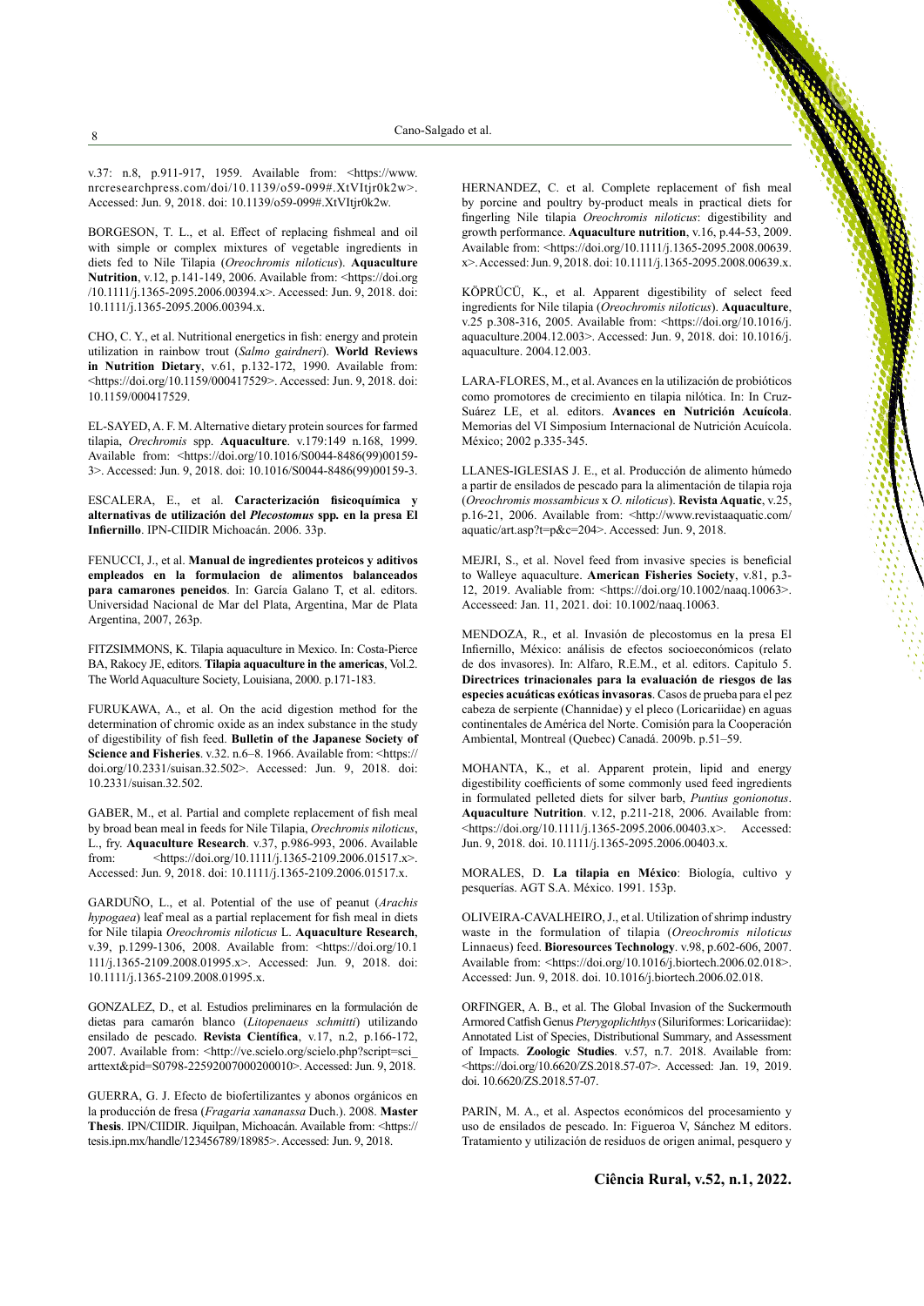v.37: n.8, p.911-917, 1959. Available from: <https://www.nrcresearchpress.com/doi/10.1139/o59-099#.XtVItjr0k2w>. Accessed: Jun. 9, 2018. doi: 10.1139/o59-099#.XtVItjr0k2w.

BORGESON, T. L., et al. Effect of replacing fishmeal and oil with simple or complex mixtures of vegetable ingredients in diets fed to Nile Tilapia (*Oreochromis niloticus*). **Aquaculture Nutrition**, v.12, p.141-149, 2006. Available from: <https://doi.org/10.1111/j.1365-2095.2006.00394.x>. Accessed: Jun. 9, 2018. doi: 10.1111/j.1365-2095.2006.00394.x.

CHO, C. Y., et al. Nutritional energetics in fish: energy and protein utilization in rainbow trout (*Salmo gairdneri*). **World Reviews in Nutrition Dietary**, v.61, p.132-172, 1990. Available from: <https://doi.org/10.1159/000417529>. Accessed: Jun. 9, 2018. doi: 10.1159/000417529.

EL-SAYED, A. F. M. Alternative dietary protein sources for farmed tilapia, *Orechromis* spp. **Aquaculture**. v.179:149 n.168, 1999. Available from: <https://doi.org/10.1016/S0044-8486(99)00159-3>. Accessed: Jun. 9, 2018. doi: 10.1016/S0044-8486(99)00159-3.

ESCALERA, E., et al. **Caracterización fisicoquímica y alternativas de utilización del *Plecostomus* spp. en la presa El Infiernillo**. IPN-CIIDIR Michoacán. 2006. 33p.

FENUCCI, J., et al. **Manual de ingredientes proteicos y aditivos empleados en la formulacion de alimentos balanceados para camarones peneidos**. In: García Galano T, et al. editors. Universidad Nacional de Mar del Plata, Argentina, Mar de Plata Argentina, 2007, 263p.

FITZSIMMONS, K. Tilapia aquaculture in Mexico. In: Costa-Pierce BA, Rakocy JE, editors. **Tilapia aquaculture in the americas**, Vol.2. The World Aquaculture Society, Louisiana, 2000. p.171-183.

FURUKAWA, A., et al. On the acid digestion method for the determination of chromic oxide as an index substance in the study of digestibility of fish feed. **Bulletin of the Japanese Society of Science and Fisheries**. v.32. n.6–8. 1966. Available from: <https://doi.org/10.2331/suisan.32.502>. Accessed: Jun. 9, 2018. doi: 10.2331/suisan.32.502.

GABER, M., et al. Partial and complete replacement of fish meal by broad bean meal in feeds for Nile Tilapia, *Orechromis niloticus*, L., fry. **Aquaculture Research**. v.37, p.986-993, 2006. Available from: <https://doi.org/10.1111/j.1365-2109.2006.01517.x>. Accessed: Jun. 9, 2018. doi: 10.1111/j.1365-2109.2006.01517.x.

GARDUÑO, L., et al. Potential of the use of peanut (*Arachis hypogaea*) leaf meal as a partial replacement for fish meal in diets for Nile tilapia *Oreochromis niloticus* L. **Aquaculture Research**, v.39, p.1299-1306, 2008. Available from: <https://doi.org/10.1111/j.1365-2109.2008.01995.x>. Accessed: Jun. 9, 2018. doi: 10.1111/j.1365-2109.2008.01995.x.

GONZALEZ, D., et al. Estudios preliminares en la formulación de dietas para camarón blanco (*Litopenaeus schmitti*) utilizando ensilado de pescado. **Revista Científica**, v.17, n.2, p.166-172, 2007. Available from: <http://ve.scielo.org/scielo.php?script=sci_arttext&pid=S0798-22592007000200010>. Accessed: Jun. 9, 2018.

GUERRA, G. J. Efecto de biofertilizantes y abonos orgánicos en la producción de fresa (*Fragaria xananassa* Duch.). 2008. **Master Thesis**. IPN/CIIDIR. Jiquilpan, Michoacán. Available from: <https://tesis.ipn.mx/handle/123456789/18985>. Accessed: Jun. 9, 2018.

HERNANDEZ, C. et al. Complete replacement of fish meal by porcine and poultry by-product meals in practical diets for fingerling Nile tilapia *Oreochromis niloticus*: digestibility and growth performance. **Aquaculture nutrition**, v.16, p.44-53, 2009. Available from: <https://doi.org/10.1111/j.1365-2095.2008.00639.x>. Accessed: Jun. 9, 2018. doi: 10.1111/j.1365-2095.2008.00639.x.

KÖPRÜCÜ, K., et al. Apparent digestibility of select feed ingredients for Nile tilapia (*Oreochromis niloticus*). **Aquaculture**, v.25 p.308-316, 2005. Available from: <https://doi.org/10.1016/j.aquaculture.2004.12.003>. Accessed: Jun. 9, 2018. doi: 10.1016/j.aquaculture. 2004.12.003.

LARA-FLORES, M., et al. Avances en la utilización de probióticos como promotores de crecimiento en tilapia nilótica. In: In Cruz-Suárez LE, et al. editors. **Avances en Nutrición Acuícola**. Memorias del VI Simposium Internacional de Nutrición Acuícola. México; 2002 p.335-345.

LLANES-IGLESIAS J. E., et al. Producción de alimento húmedo a partir de ensilados de pescado para la alimentación de tilapia roja (*Oreochromis mossambicus* x *O. niloticus*). **Revista Aquatic**, v.25, p.16-21, 2006. Available from: <http://www.revistaaquatic.com/aquatic/art.asp?t=p&c=204>. Accessed: Jun. 9, 2018.

MEJRI, S., et al. Novel feed from invasive species is beneficial to Walleye aquaculture. **American Fisheries Society**, v.81, p.3-12, 2019. Avaliable from: <https://doi.org/10.1002/naaq.10063>. Accesseed: Jan. 11, 2021. doi: 10.1002/naaq.10063.

MENDOZA, R., et al. Invasión de plecostomus en la presa El Infiernillo, México: análisis de efectos socioeconómicos (relato de dos invasores). In: Alfaro, R.E.M., et al. editors. Capitulo 5. **Directrices trinacionales para la evaluación de riesgos de las especies acuáticas exóticas invasoras**. Casos de prueba para el pez cabeza de serpiente (Channidae) y el pleco (Loricariidae) en aguas continentales de América del Norte. Comisión para la Cooperación Ambiental, Montreal (Quebec) Canadá. 2009b. p.51–59.

MOHANTA, K., et al. Apparent protein, lipid and energy digestibility coefficients of some commonly used feed ingredients in formulated pelleted diets for silver barb, *Puntius gonionotus*. **Aquaculture Nutrition**. v.12, p.211-218, 2006. Available from: <https://doi.org/10.1111/j.1365-2095.2006.00403.x>. Accessed: Jun. 9, 2018. doi. 10.1111/j.1365-2095.2006.00403.x.

MORALES, D. **La tilapia en México**: Biología, cultivo y pesquerías. AGT S.A. México. 1991. 153p.

OLIVEIRA-CAVALHEIRO, J., et al. Utilization of shrimp industry waste in the formulation of tilapia (*Oreochromis niloticus* Linnaeus) feed. **Bioresources Technology**. v.98, p.602-606, 2007. Available from: <https://doi.org/10.1016/j.biortech.2006.02.018>. Accessed: Jun. 9, 2018. doi. 10.1016/j.biortech.2006.02.018.

ORFINGER, A. B., et al. The Global Invasion of the Suckermouth Armored Catfish Genus *Pterygoplichthys* (Siluriformes: Loricariidae): Annotated List of Species, Distributional Summary, and Assessment of Impacts. **Zoologic Studies**. v.57, n.7. 2018. Available from: <https://doi.org/10.6620/ZS.2018.57-07>. Accessed: Jan. 19, 2019. doi. 10.6620/ZS.2018.57-07.

PARIN, M. A., et al. Aspectos económicos del procesamiento y uso de ensilados de pescado. In: Figueroa V, Sánchez M editors. Tratamiento y utilización de residuos de origen animal, pesquero y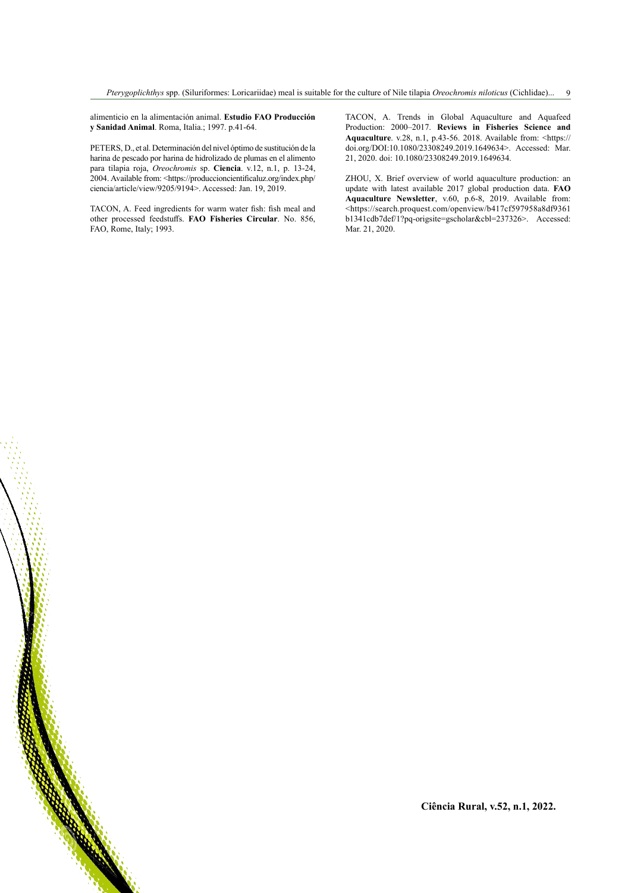alimenticio en la alimentación animal. **Estudio FAO Producción y Sanidad Animal**. Roma, Italia.; 1997. p.41-64.

PETERS, D., et al. Determinación del nivel óptimo de sustitución de la harina de pescado por harina de hidrolizado de plumas en el alimento para tilapia roja, *Oreochromis* sp. **Ciencia**. v.12, n.1, p. 13-24, 2004. Available from: <https://produccioncientificaluz.org/index.php/ciencia/article/view/9205/9194>. Accessed: Jan. 19, 2019.

TACON, A. Feed ingredients for warm water fish: fish meal and other processed feedstuffs. **FAO Fisheries Circular**. No. 856, FAO, Rome, Italy; 1993.

TACON, A. Trends in Global Aquaculture and Aquafeed Production: 2000–2017. **Reviews in Fisheries Science and Aquaculture**. v.28, n.1, p.43-56. 2018. Available from: <https://doi.org/DOI:10.1080/23308249.2019.1649634>. Accessed: Mar. 21, 2020. doi: 10.1080/23308249.2019.1649634.

ZHOU, X. Brief overview of world aquaculture production: an update with latest available 2017 global production data. **FAO Aquaculture Newsletter**, v.60, p.6-8, 2019. Available from: <https://search.proquest.com/openview/b417cf597958a8df9361b1341cdb7def/1?pq-origsite=gscholar&cbl=237326>. Accessed: Mar. 21, 2020.